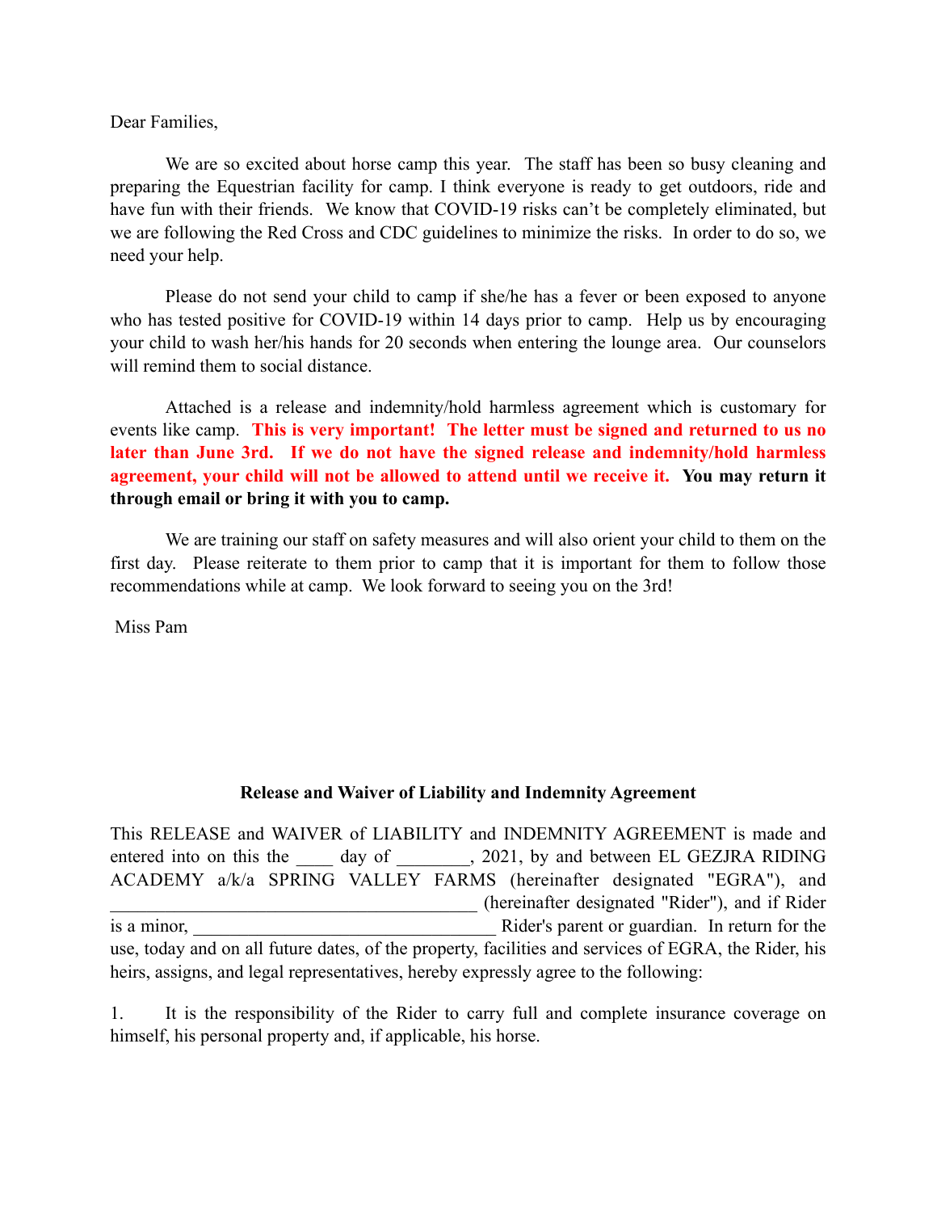Dear Families,

We are so excited about horse camp this year. The staff has been so busy cleaning and preparing the Equestrian facility for camp. I think everyone is ready to get outdoors, ride and have fun with their friends. We know that COVID-19 risks can't be completely eliminated, but we are following the Red Cross and CDC guidelines to minimize the risks. In order to do so, we need your help.

Please do not send your child to camp if she/he has a fever or been exposed to anyone who has tested positive for COVID-19 within 14 days prior to camp. Help us by encouraging your child to wash her/his hands for 20 seconds when entering the lounge area. Our counselors will remind them to social distance.

Attached is a release and indemnity/hold harmless agreement which is customary for events like camp. **This is very important! The letter must be signed and returned to us no later than June 3rd. If we do not have the signed release and indemnity/hold harmless agreement, your child will not be allowed to attend until we receive it. You may return it through email or bring it with you to camp.**

We are training our staff on safety measures and will also orient your child to them on the first day. Please reiterate to them prior to camp that it is important for them to follow those recommendations while at camp. We look forward to seeing you on the 3rd!

Miss Pam

**Release and Waiver of Liability and Indemnity Agreement**

This RELEASE and WAIVER of LIABILITY and INDEMNITY AGREEMENT is made and entered into on this the ____ day of ________, 2021, by and between EL GEZJRA RIDING ACADEMY a/k/a SPRING VALLEY FARMS (hereinafter designated "EGRA"), and ___________________________________ (hereinafter designated "Rider"), and if Rider is a minor, _________________________________ Rider's parent or guardian. In return for the use, today and on all future dates, of the property, facilities and services of EGRA, the Rider, his heirs, assigns, and legal representatives, hereby expressly agree to the following:

1. It is the responsibility of the Rider to carry full and complete insurance coverage on himself, his personal property and, if applicable, his horse.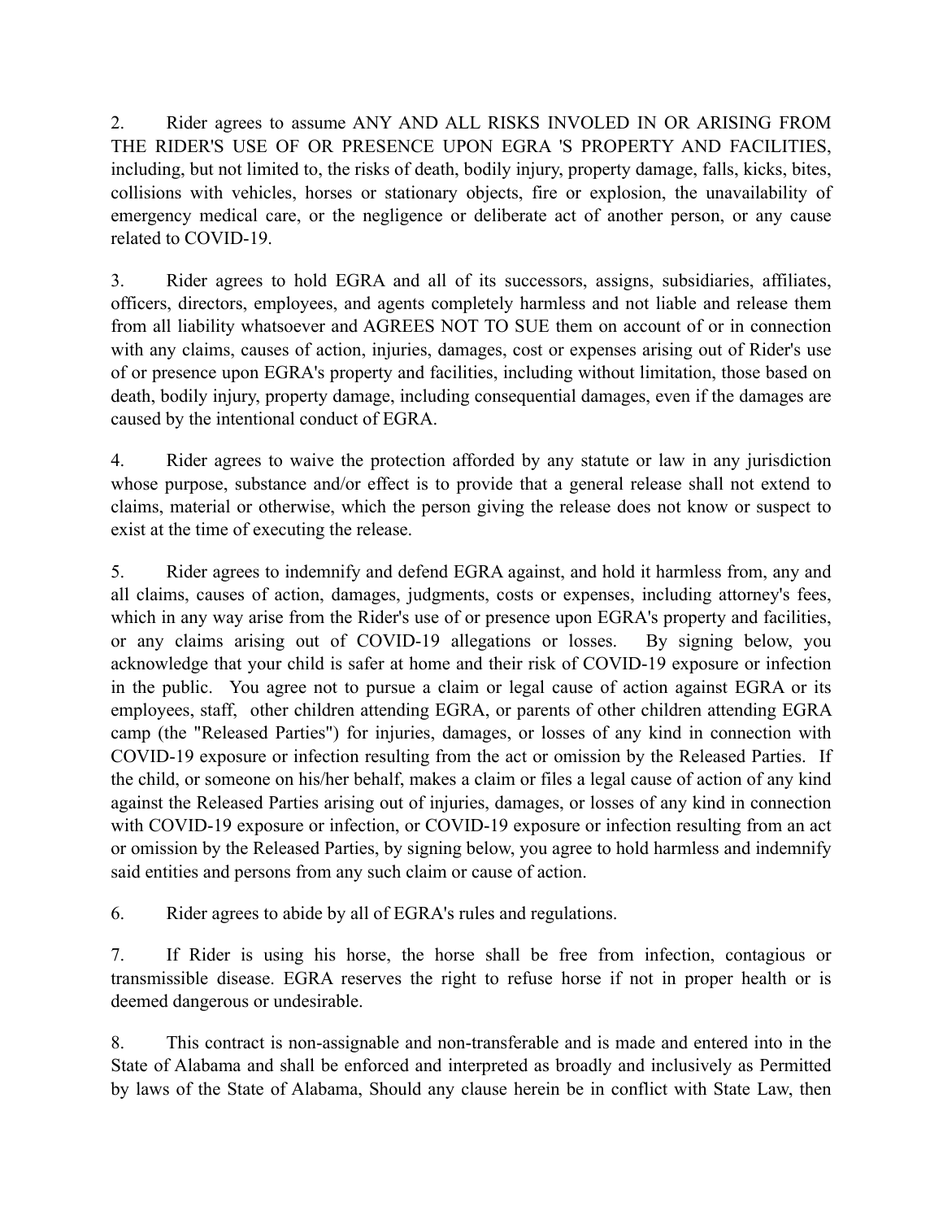2. Rider agrees to assume ANY AND ALL RISKS INVOLED IN OR ARISING FROM THE RIDER'S USE OF OR PRESENCE UPON EGRA 'S PROPERTY AND FACILITIES, including, but not limited to, the risks of death, bodily injury, property damage, falls, kicks, bites, collisions with vehicles, horses or stationary objects, fire or explosion, the unavailability of emergency medical care, or the negligence or deliberate act of another person, or any cause related to COVID-19.

3. Rider agrees to hold EGRA and all of its successors, assigns, subsidiaries, affiliates, officers, directors, employees, and agents completely harmless and not liable and release them from all liability whatsoever and AGREES NOT TO SUE them on account of or in connection with any claims, causes of action, injuries, damages, cost or expenses arising out of Rider's use of or presence upon EGRA's property and facilities, including without limitation, those based on death, bodily injury, property damage, including consequential damages, even if the damages are caused by the intentional conduct of EGRA.

4. Rider agrees to waive the protection afforded by any statute or law in any jurisdiction whose purpose, substance and/or effect is to provide that a general release shall not extend to claims, material or otherwise, which the person giving the release does not know or suspect to exist at the time of executing the release.

5. Rider agrees to indemnify and defend EGRA against, and hold it harmless from, any and all claims, causes of action, damages, judgments, costs or expenses, including attorney's fees, which in any way arise from the Rider's use of or presence upon EGRA's property and facilities, or any claims arising out of COVID-19 allegations or losses. By signing below, you acknowledge that your child is safer at home and their risk of COVID-19 exposure or infection in the public. You agree not to pursue a claim or legal cause of action against EGRA or its employees, staff, other children attending EGRA, or parents of other children attending EGRA camp (the "Released Parties") for injuries, damages, or losses of any kind in connection with COVID-19 exposure or infection resulting from the act or omission by the Released Parties. If the child, or someone on his/her behalf, makes a claim or files a legal cause of action of any kind against the Released Parties arising out of injuries, damages, or losses of any kind in connection with COVID-19 exposure or infection, or COVID-19 exposure or infection resulting from an act or omission by the Released Parties, by signing below, you agree to hold harmless and indemnify said entities and persons from any such claim or cause of action.

6. Rider agrees to abide by all of EGRA's rules and regulations.

7. If Rider is using his horse, the horse shall be free from infection, contagious or transmissible disease. EGRA reserves the right to refuse horse if not in proper health or is deemed dangerous or undesirable.

8. This contract is non-assignable and non-transferable and is made and entered into in the State of Alabama and shall be enforced and interpreted as broadly and inclusively as Permitted by laws of the State of Alabama, Should any clause herein be in conflict with State Law, then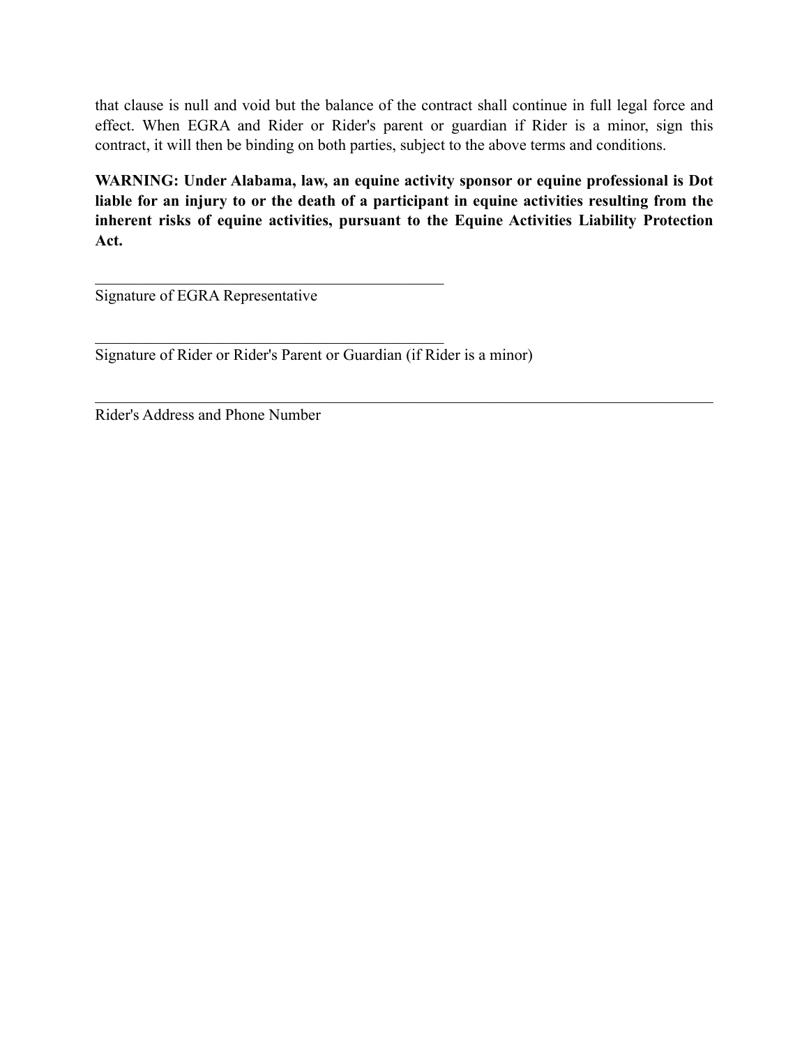that clause is null and void but the balance of the contract shall continue in full legal force and effect. When EGRA and Rider or Rider's parent or guardian if Rider is a minor, sign this contract, it will then be binding on both parties, subject to the above terms and conditions.

**WARNING: Under Alabama, law, an equine activity sponsor or equine professional is Dot liable for an injury to or the death of a participant in equine activities resulting from the inherent risks of equine activities, pursuant to the Equine Activities Liability Protection Act.**

\_\_\_\_\_\_\_\_\_\_\_\_\_\_\_\_\_\_\_\_\_\_\_\_\_\_\_\_\_\_\_\_\_\_\_\_\_\_\_\_\_\_\_\_\_\_

Signature of EGRA Representative

\_\_\_\_\_\_\_\_\_\_\_\_\_\_\_\_\_\_\_\_\_\_\_\_\_\_\_\_\_\_\_\_\_\_\_\_\_\_\_\_\_\_\_\_\_\_

Signature of Rider or Rider's Parent or Guardian (if Rider is a minor)

\_\_\_\_\_\_\_\_\_\_\_\_\_\_\_\_\_\_\_\_\_\_\_\_\_\_\_\_\_\_\_\_\_\_\_\_\_\_\_\_\_\_\_\_\_\_\_\_\_\_\_\_\_\_\_\_\_\_\_\_\_\_\_\_\_\_\_\_\_\_\_\_\_\_\_\_\_\_\_\_\_\_\_\_

Rider's Address and Phone Number